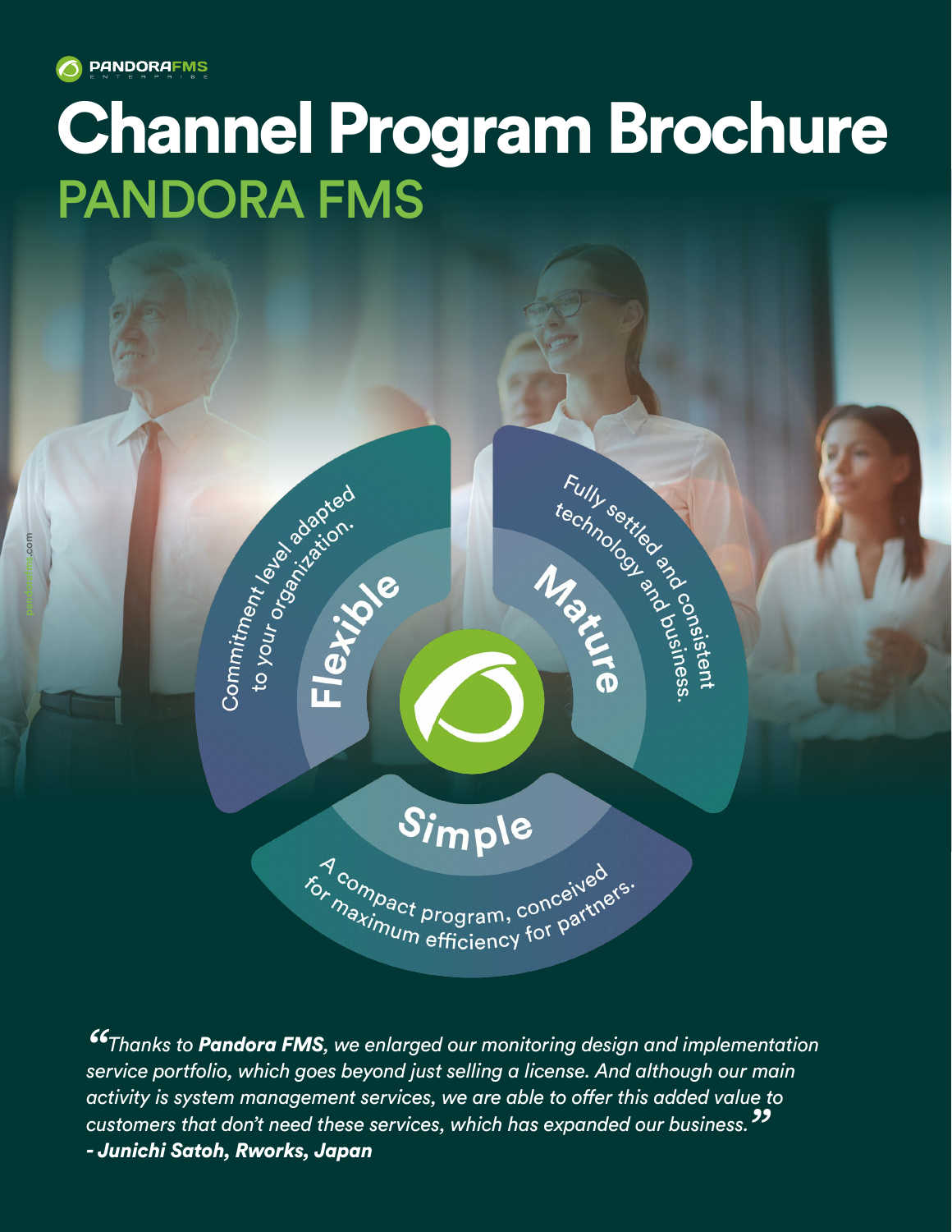PANDORAFMS ENTERPRISE

# Channel Program Brochure

## PANDORA FMS

**Flexible**

Commitment level adapted to your organization.

**Mature**

Fully settled and consistent technology and business.

**Simple**

A compact program, conceived for maximum efficiency for partners.

*"Thanks to **Pandora FMS**, we enlarged our monitoring design and implementation service portfolio, which goes beyond just selling a license. And although our main activity is system management services, we are able to offer this added value to customers that don't need these services, which has expanded our business."*

***- Junichi Satoh, Rworks, Japan***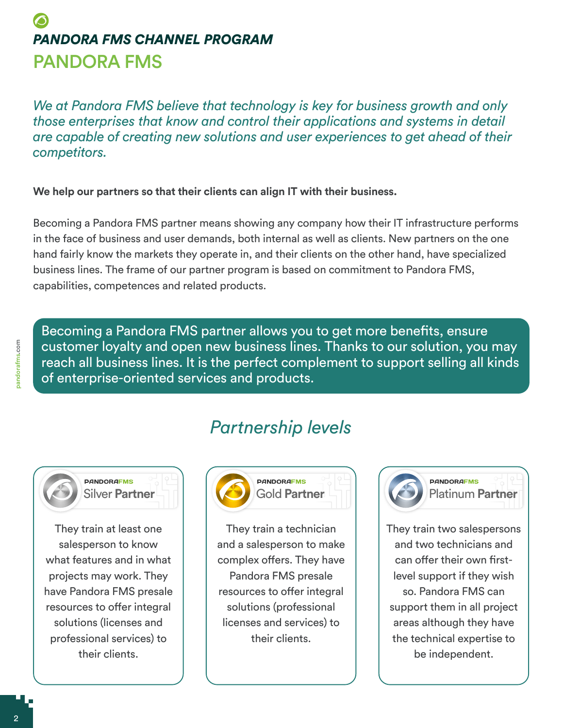# *PANDORA FMS CHANNEL PROGRAM*

## PANDORA FMS

*We at Pandora FMS believe that technology is key for business growth and only those enterprises that know and control their applications and systems in detail are capable of creating new solutions and user experiences to get ahead of their competitors.*

**We help our partners so that their clients can align IT with their business.**

Becoming a Pandora FMS partner means showing any company how their IT infrastructure performs in the face of business and user demands, both internal as well as clients. New partners on the one hand fairly know the markets they operate in, and their clients on the other hand, have specialized business lines. The frame of our partner program is based on commitment to Pandora FMS, capabilities, competences and related products.

Becoming a Pandora FMS partner allows you to get more benefits, ensure customer loyalty and open new business lines. Thanks to our solution, you may reach all business lines. It is the perfect complement to support selling all kinds of enterprise-oriented services and products.

## *Partnership levels*

### PANDORAFMS Silver Partner

They train at least one salesperson to know what features and in what projects may work. They have Pandora FMS presale resources to offer integral solutions (licenses and professional services) to their clients.

### PANDORAFMS Gold Partner

They train a technician and a salesperson to make complex offers. They have Pandora FMS presale resources to offer integral solutions (professional licenses and services) to their clients.

### PANDORAFMS Platinum Partner

They train two salespersons and two technicians and can offer their own first-level support if they wish so. Pandora FMS can support them in all project areas although they have the technical expertise to be independent.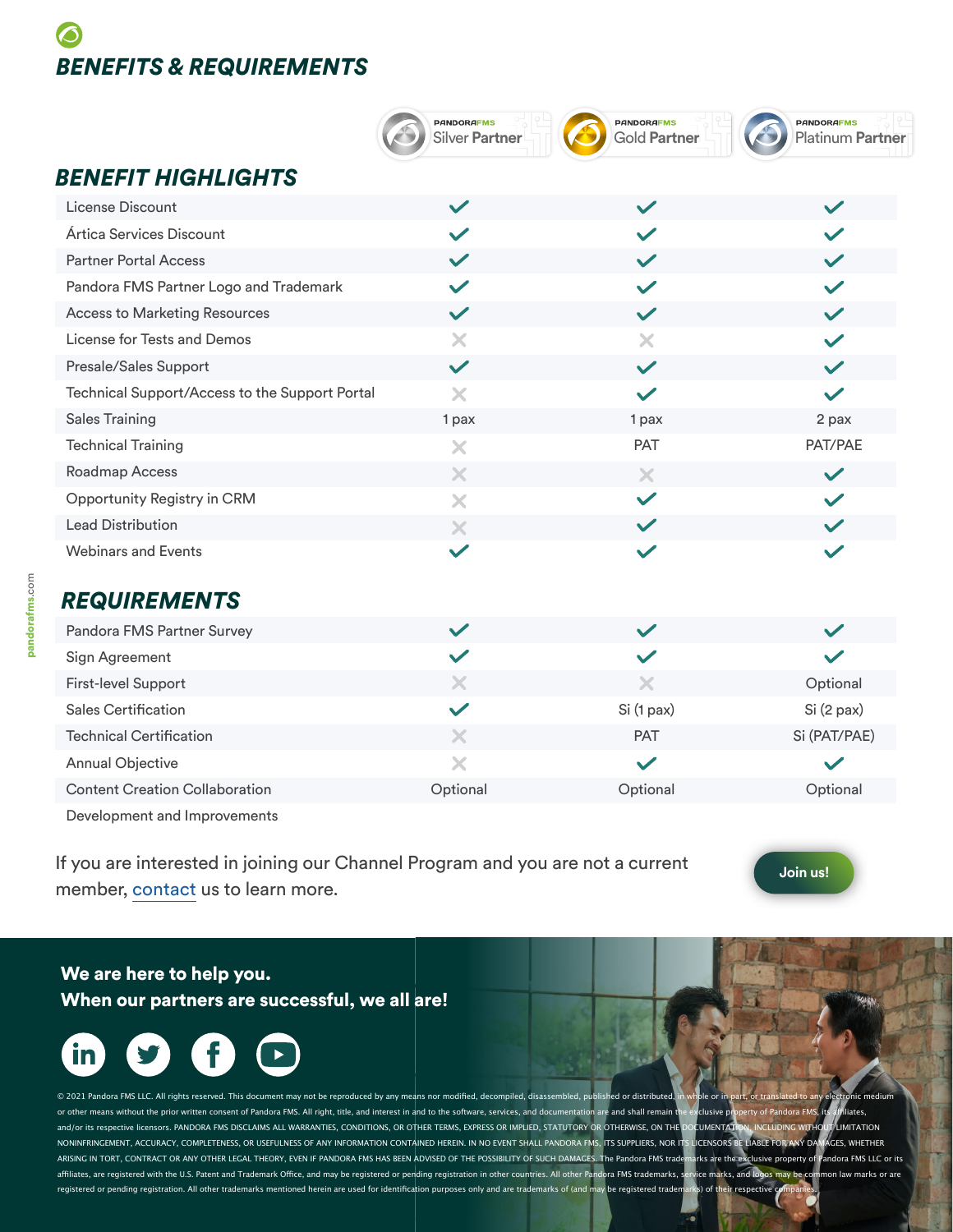# BENEFITS & REQUIREMENTS

## BENEFIT HIGHLIGHTS

| | Silver Partner | Gold Partner | Platinum Partner |
|---|---|---|---|
| License Discount | ✓ | ✓ | ✓ |
| Ártica Services Discount | ✓ | ✓ | ✓ |
| Partner Portal Access | ✓ | ✓ | ✓ |
| Pandora FMS Partner Logo and Trademark | ✓ | ✓ | ✓ |
| Access to Marketing Resources | ✓ | ✓ | ✓ |
| License for Tests and Demos | ✗ | ✗ | ✓ |
| Presale/Sales Support | ✓ | ✓ | ✓ |
| Technical Support/Access to the Support Portal | ✗ | ✓ | ✓ |
| Sales Training | 1 pax | 1 pax | 2 pax |
| Technical Training | ✗ | PAT | PAT/PAE |
| Roadmap Access | ✗ | ✗ | ✓ |
| Opportunity Registry in CRM | ✗ | ✓ | ✓ |
| Lead Distribution | ✗ | ✓ | ✓ |
| Webinars and Events | ✓ | ✓ | ✓ |

## REQUIREMENTS

| | Silver Partner | Gold Partner | Platinum Partner |
|---|---|---|---|
| Pandora FMS Partner Survey | ✓ | ✓ | ✓ |
| Sign Agreement | ✓ | ✓ | ✓ |
| First-level Support | ✗ | ✗ | Optional |
| Sales Certification | ✓ | Si (1 pax) | Si (2 pax) |
| Technical Certification | ✗ | PAT | Si (PAT/PAE) |
| Annual Objective | ✗ | ✓ | ✓ |
| Content Creation Collaboration | Optional | Optional | Optional |
| Development and Improvements | | | |

If you are interested in joining our Channel Program and you are not a current member, contact us to learn more.

Join us!

**We are here to help you.**
**When our partners are successful, we all are!**

© 2021 Pandora FMS LLC. All rights reserved. This document may not be reproduced by any means nor modified, decompiled, disassembled, published or distributed, in whole or in part, or translated to any electronic medium or other means without the prior written consent of Pandora FMS. All right, title, and interest in and to the software, services, and documentation are and shall remain the exclusive property of Pandora FMS, its affiliates, and/or its respective licensors. PANDORA FMS DISCLAIMS ALL WARRANTIES, CONDITIONS, OR OTHER TERMS, EXPRESS OR IMPLIED, STATUTORY OR OTHERWISE, ON THE DOCUMENTATION, INCLUDING WITHOUT LIMITATION NONINFRINGEMENT, ACCURACY, COMPLETENESS, OR USEFULNESS OF ANY INFORMATION CONTAINED HEREIN. IN NO EVENT SHALL PANDORA FMS, ITS SUPPLIERS, NOR ITS LICENSORS BE LIABLE FOR ANY DAMAGES, WHETHER ARISING IN TORT, CONTRACT OR ANY OTHER LEGAL THEORY, EVEN IF PANDORA FMS HAS BEEN ADVISED OF THE POSSIBILITY OF SUCH DAMAGES. The Pandora FMS trademarks are the exclusive property of Pandora FMS LLC or its affiliates, are registered with the U.S. Patent and Trademark Office, and may be registered or pending registration in other countries. All other Pandora FMS trademarks, service marks, and logos may be common law marks or are registered or pending registration. All other trademarks mentioned herein are used for identification purposes only and are trademarks of (and may be registered trademarks) of their respective companies.